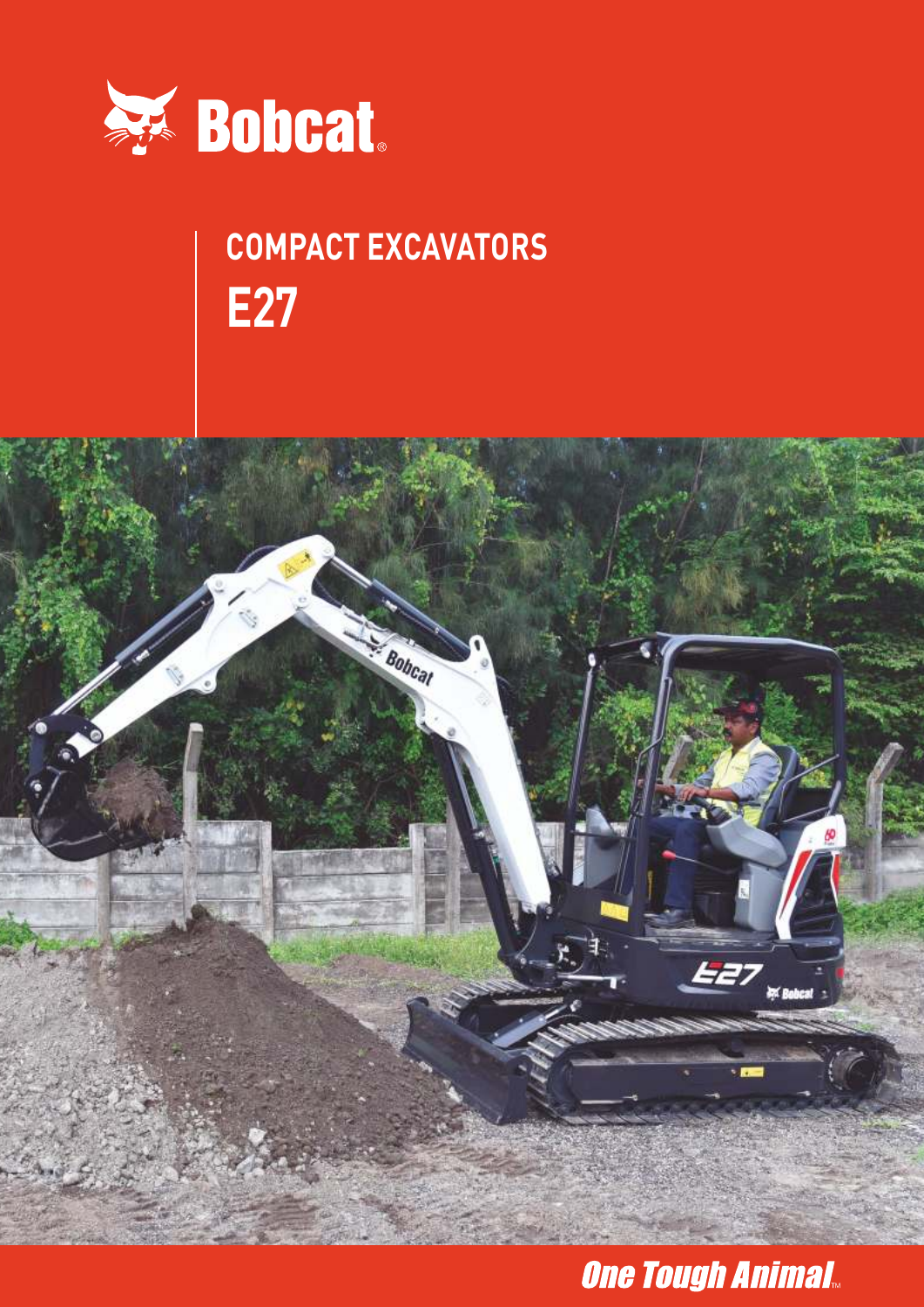Bobcat

## COMPACT EXCAVATORS

# E27

One Tough Animal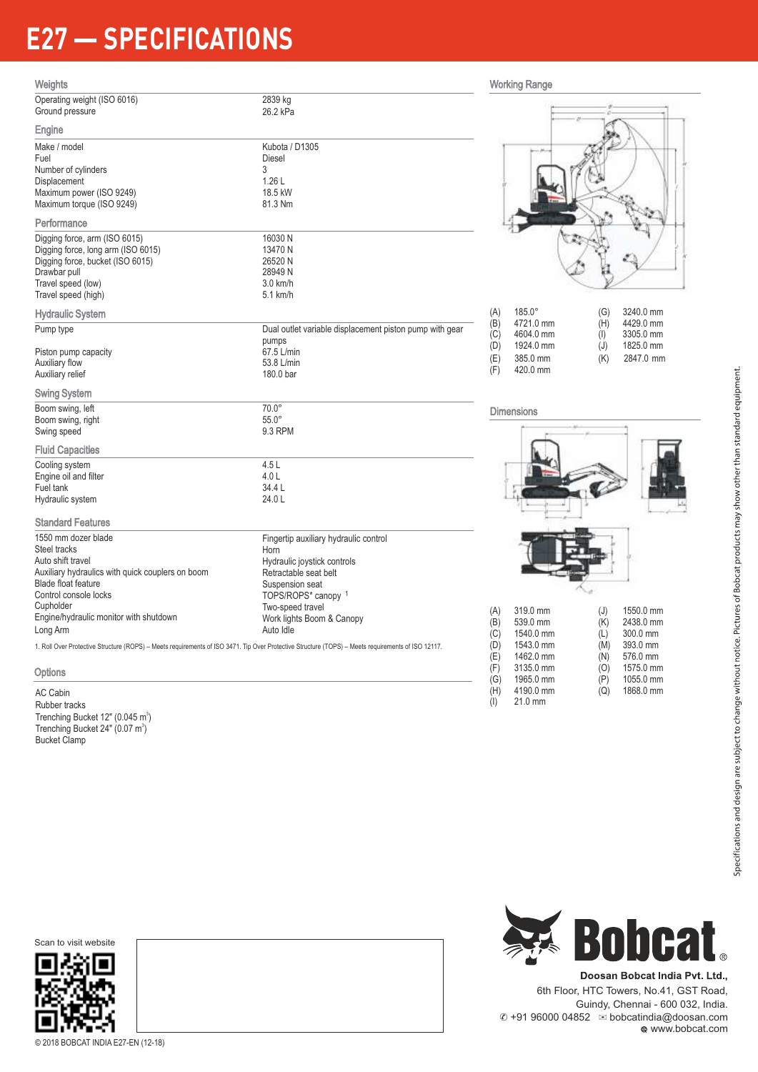# E27 — SPECIFICATIONS

## Weights

| | |
|---|---|
| Operating weight (ISO 6016) | 2839 kg |
| Ground pressure | 26.2 kPa |

## Engine

| | |
|---|---|
| Make / model | Kubota / D1305 |
| Fuel | Diesel |
| Number of cylinders | 3 |
| Displacement | 1.26 L |
| Maximum power (ISO 9249) | 18.5 kW |
| Maximum torque (ISO 9249) | 81.3 Nm |

## Performance

| | |
|---|---|
| Digging force, arm (ISO 6015) | 16030 N |
| Digging force, long arm (ISO 6015) | 13470 N |
| Digging force, bucket (ISO 6015) | 26520 N |
| Drawbar pull | 28949 N |
| Travel speed (low) | 3.0 km/h |
| Travel speed (high) | 5.1 km/h |

## Hydraulic System

| | |
|---|---|
| Pump type | Dual outlet variable displacement piston pump with gear pumps |
| Piston pump capacity | 67.5 L/min |
| Auxiliary flow | 53.8 L/min |
| Auxiliary relief | 180.0 bar |

## Swing System

| | |
|---|---|
| Boom swing, left | 70.0° |
| Boom swing, right | 55.0° |
| Swing speed | 9.3 RPM |

## Fluid Capacities

| | |
|---|---|
| Cooling system | 4.5 L |
| Engine oil and filter | 4.0 L |
| Fuel tank | 34.4 L |
| Hydraulic system | 24.0 L |

## Standard Features

| | |
|---|---|
| 1550 mm dozer blade | Fingertip auxiliary hydraulic control |
| Steel tracks | Horn |
| Auto shift travel | Hydraulic joystick controls |
| Auxiliary hydraulics with quick couplers on boom | Retractable seat belt |
| Blade float feature | Suspension seat |
| Control console locks | TOPS/ROPS* canopy [1] |
| Cupholder | Two-speed travel |
| Engine/hydraulic monitor with shutdown | Work lights Boom & Canopy |
| Long Arm | Auto Idle |

1. Roll Over Protective Structure (ROPS) – Meets requirements of ISO 3471. Tip Over Protective Structure (TOPS) – Meets requirements of ISO 12117.

## Options

- AC Cabin
- Rubber tracks
- Trenching Bucket 12" (0.045 $m^3$)
- Trenching Bucket 24" (0.07 $m^3$)
- Bucket Clamp

## Working Range

| | | | |
|---|---|---|---|
| (A) | 185.0° | (G) | 3240.0 mm |
| (B) | 4721.0 mm | (H) | 4429.0 mm |
| (C) | 4604.0 mm | (I) | 3305.0 mm |
| (D) | 1924.0 mm | (J) | 1825.0 mm |
| (E) | 385.0 mm | (K) | 2847.0 mm |
| (F) | 420.0 mm | | |

## Dimensions

| | | | |
|---|---|---|---|
| (A) | 319.0 mm | (J) | 1550.0 mm |
| (B) | 539.0 mm | (K) | 2438.0 mm |
| (C) | 1540.0 mm | (L) | 300.0 mm |
| (D) | 1543.0 mm | (M) | 393.0 mm |
| (E) | 1462.0 mm | (N) | 576.0 mm |
| (F) | 3135.0 mm | (O) | 1575.0 mm |
| (G) | 1965.0 mm | (P) | 1055.0 mm |
| (H) | 4190.0 mm | (Q) | 1868.0 mm |
| (I) | 21.0 mm | | |

Specifications and design are subject to change without notice. Pictures of Bobcat products may show other than standard equipment.

Scan to visit website

Bobcat®

**Doosan Bobcat India Pvt. Ltd.,**
6th Floor, HTC Towers, No.41, GST Road,
Guindy, Chennai - 600 032, India.
+91 96000 04852 bobcatindia@doosan.com
www.bobcat.com

© 2018 BOBCAT INDIA E27-EN (12-18)